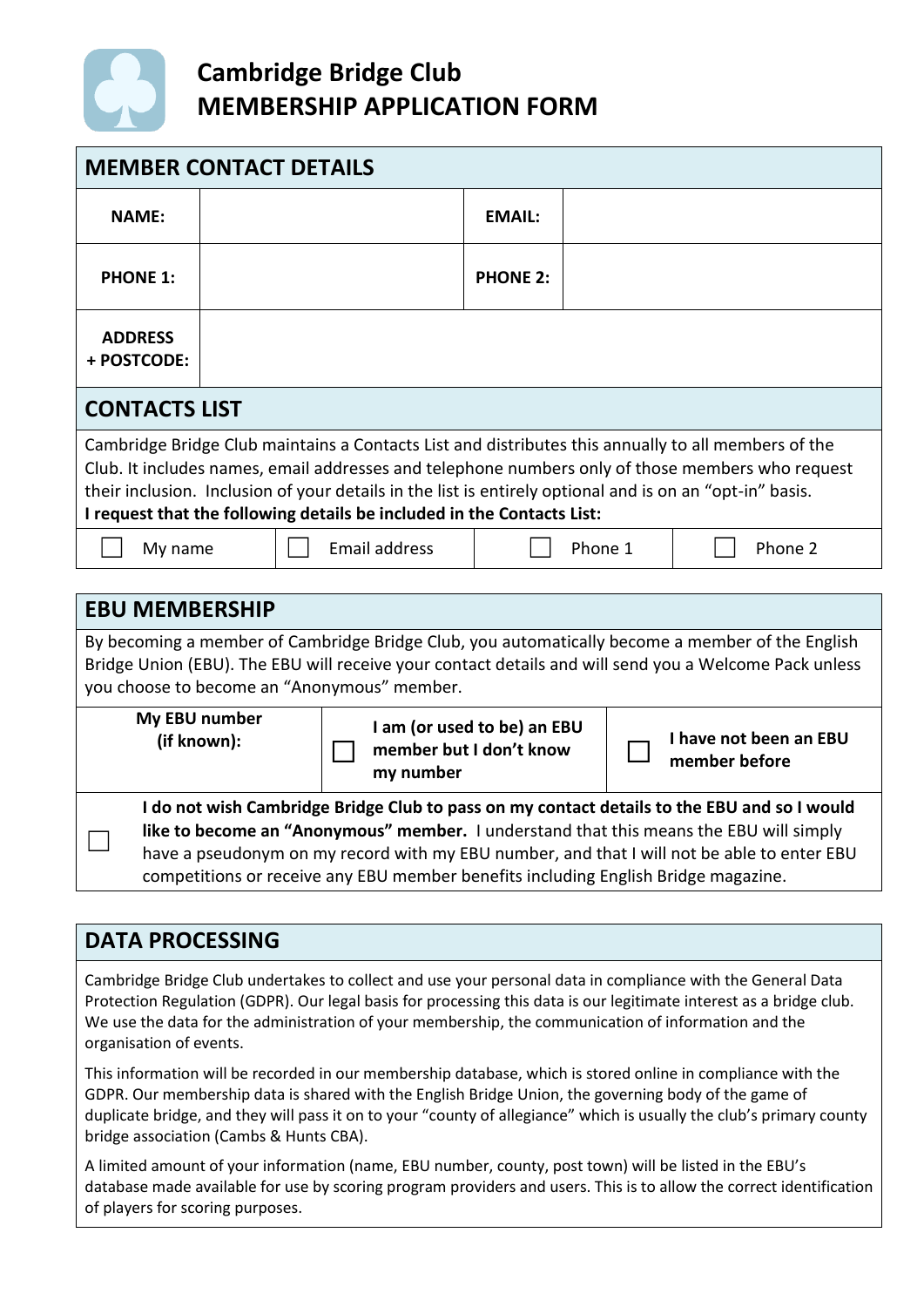# Cambridge Bridge Club
# MEMBERSHIP APPLICATION FORM

## MEMBER CONTACT DETAILS

| | | | |
|---|---|---|---|
| **NAME:** | | **EMAIL:** | |
| **PHONE 1:** | | **PHONE 2:** | |
| **ADDRESS + POSTCODE:** | | | |

## CONTACTS LIST

Cambridge Bridge Club maintains a Contacts List and distributes this annually to all members of the Club. It includes names, email addresses and telephone numbers only of those members who request their inclusion. Inclusion of your details in the list is entirely optional and is on an "opt-in" basis.

**I request that the following details be included in the Contacts List:**

| | | | |
|---|---|---|---|
| ☐ My name | ☐ Email address | ☐ Phone 1 | ☐ Phone 2 |

## EBU MEMBERSHIP

By becoming a member of Cambridge Bridge Club, you automatically become a member of the English Bridge Union (EBU). The EBU will receive your contact details and will send you a Welcome Pack unless you choose to become an "Anonymous" member.

| | | |
|---|---|---|
| **My EBU number (if known):** | ☐ **I am (or used to be) an EBU member but I don't know my number** | ☐ **I have not been an EBU member before** |

☐ **I do not wish Cambridge Bridge Club to pass on my contact details to the EBU and so I would like to become an "Anonymous" member.** I understand that this means the EBU will simply have a pseudonym on my record with my EBU number, and that I will not be able to enter EBU competitions or receive any EBU member benefits including English Bridge magazine.

## DATA PROCESSING

Cambridge Bridge Club undertakes to collect and use your personal data in compliance with the General Data Protection Regulation (GDPR). Our legal basis for processing this data is our legitimate interest as a bridge club. We use the data for the administration of your membership, the communication of information and the organisation of events.

This information will be recorded in our membership database, which is stored online in compliance with the GDPR. Our membership data is shared with the English Bridge Union, the governing body of the game of duplicate bridge, and they will pass it on to your "county of allegiance" which is usually the club's primary county bridge association (Cambs & Hunts CBA).

A limited amount of your information (name, EBU number, county, post town) will be listed in the EBU's database made available for use by scoring program providers and users. This is to allow the correct identification of players for scoring purposes.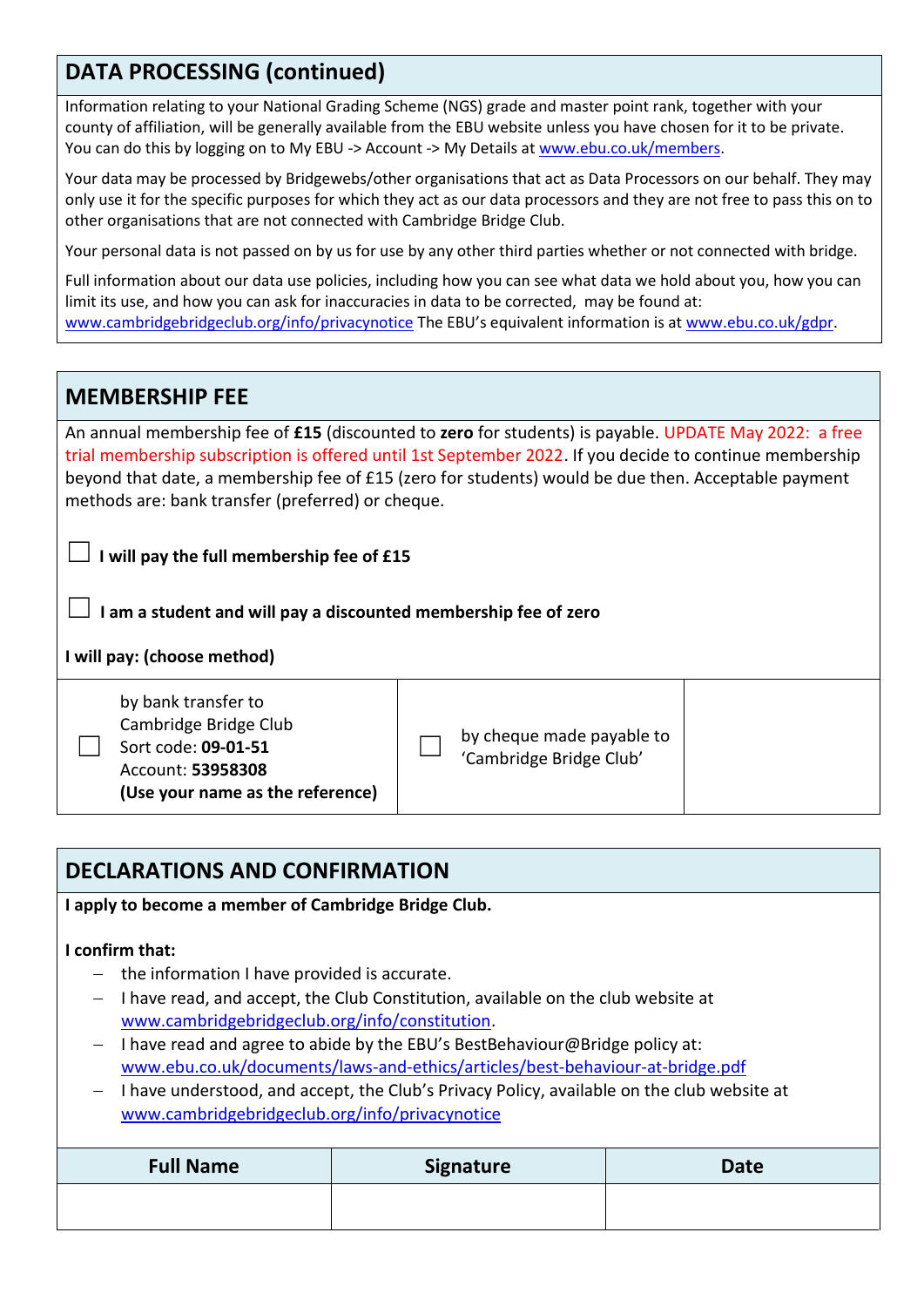## DATA PROCESSING (continued)

Information relating to your National Grading Scheme (NGS) grade and master point rank, together with your county of affiliation, will be generally available from the EBU website unless you have chosen for it to be private. You can do this by logging on to My EBU -> Account -> My Details at www.ebu.co.uk/members.

Your data may be processed by Bridgewebs/other organisations that act as Data Processors on our behalf. They may only use it for the specific purposes for which they act as our data processors and they are not free to pass this on to other organisations that are not connected with Cambridge Bridge Club.

Your personal data is not passed on by us for use by any other third parties whether or not connected with bridge.

Full information about our data use policies, including how you can see what data we hold about you, how you can limit its use, and how you can ask for inaccuracies in data to be corrected, may be found at: www.cambridgebridgeclub.org/info/privacynotice The EBU's equivalent information is at www.ebu.co.uk/gdpr.

## MEMBERSHIP FEE

An annual membership fee of **£15** (discounted to **zero** for students) is payable. UPDATE May 2022: a free trial membership subscription is offered until 1st September 2022. If you decide to continue membership beyond that date, a membership fee of £15 (zero for students) would be due then. Acceptable payment methods are: bank transfer (preferred) or cheque.

☐ **I will pay the full membership fee of £15**

☐ **I am a student and will pay a discounted membership fee of zero**

**I will pay: (choose method)**

| | | |
|---|---|---|
| ☐ by bank transfer to Cambridge Bridge Club<br>Sort code: **09-01-51**<br>Account: **53958308**<br>**(Use your name as the reference)** | ☐ by cheque made payable to 'Cambridge Bridge Club' | |

## DECLARATIONS AND CONFIRMATION

**I apply to become a member of Cambridge Bridge Club.**

**I confirm that:**

- the information I have provided is accurate.
- I have read, and accept, the Club Constitution, available on the club website at www.cambridgebridgeclub.org/info/constitution.
- I have read and agree to abide by the EBU's BestBehaviour@Bridge policy at: www.ebu.co.uk/documents/laws-and-ethics/articles/best-behaviour-at-bridge.pdf
- I have understood, and accept, the Club's Privacy Policy, available on the club website at www.cambridgebridgeclub.org/info/privacynotice

| Full Name | Signature | Date |
|---|---|---|
| | | |